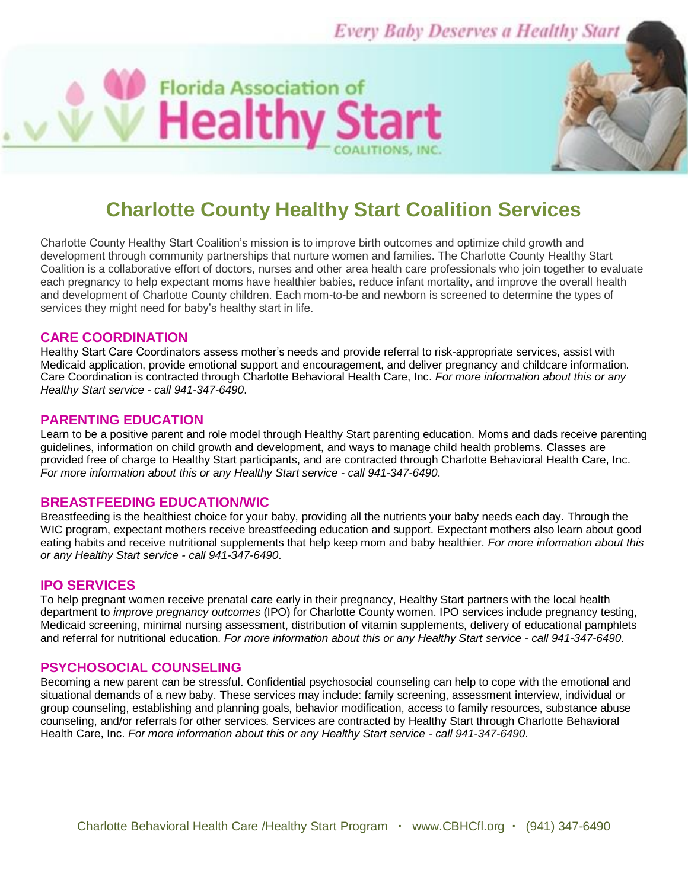Every Baby Deserves a Healthy Start

Florida Association of Healthy Start Coalitions, Inc.

# Charlotte County Healthy Start Coalition Services

Charlotte County Healthy Start Coalition's mission is to improve birth outcomes and optimize child growth and development through community partnerships that nurture women and families. The Charlotte County Healthy Start Coalition is a collaborative effort of doctors, nurses and other area health care professionals who join together to evaluate each pregnancy to help expectant moms have healthier babies, reduce infant mortality, and improve the overall health and development of Charlotte County children. Each mom-to-be and newborn is screened to determine the types of services they might need for baby's healthy start in life.

## CARE COORDINATION

Healthy Start Care Coordinators assess mother's needs and provide referral to risk-appropriate services, assist with Medicaid application, provide emotional support and encouragement, and deliver pregnancy and childcare information. Care Coordination is contracted through Charlotte Behavioral Health Care, Inc. *For more information about this or any Healthy Start service - call 941-347-6490*.

## PARENTING EDUCATION

Learn to be a positive parent and role model through Healthy Start parenting education. Moms and dads receive parenting guidelines, information on child growth and development, and ways to manage child health problems. Classes are provided free of charge to Healthy Start participants, and are contracted through Charlotte Behavioral Health Care, Inc. *For more information about this or any Healthy Start service - call 941-347-6490*.

## BREASTFEEDING EDUCATION/WIC

Breastfeeding is the healthiest choice for your baby, providing all the nutrients your baby needs each day. Through the WIC program, expectant mothers receive breastfeeding education and support. Expectant mothers also learn about good eating habits and receive nutritional supplements that help keep mom and baby healthier. *For more information about this or any Healthy Start service - call 941-347-6490*.

## IPO SERVICES

To help pregnant women receive prenatal care early in their pregnancy, Healthy Start partners with the local health department to *improve pregnancy outcomes* (IPO) for Charlotte County women. IPO services include pregnancy testing, Medicaid screening, minimal nursing assessment, distribution of vitamin supplements, delivery of educational pamphlets and referral for nutritional education. *For more information about this or any Healthy Start service - call 941-347-6490*.

## PSYCHOSOCIAL COUNSELING

Becoming a new parent can be stressful. Confidential psychosocial counseling can help to cope with the emotional and situational demands of a new baby. These services may include: family screening, assessment interview, individual or group counseling, establishing and planning goals, behavior modification, access to family resources, substance abuse counseling, and/or referrals for other services. Services are contracted by Healthy Start through Charlotte Behavioral Health Care, Inc. *For more information about this or any Healthy Start service - call 941-347-6490*.

Charlotte Behavioral Health Care /Healthy Start Program · www.CBHCfl.org · (941) 347-6490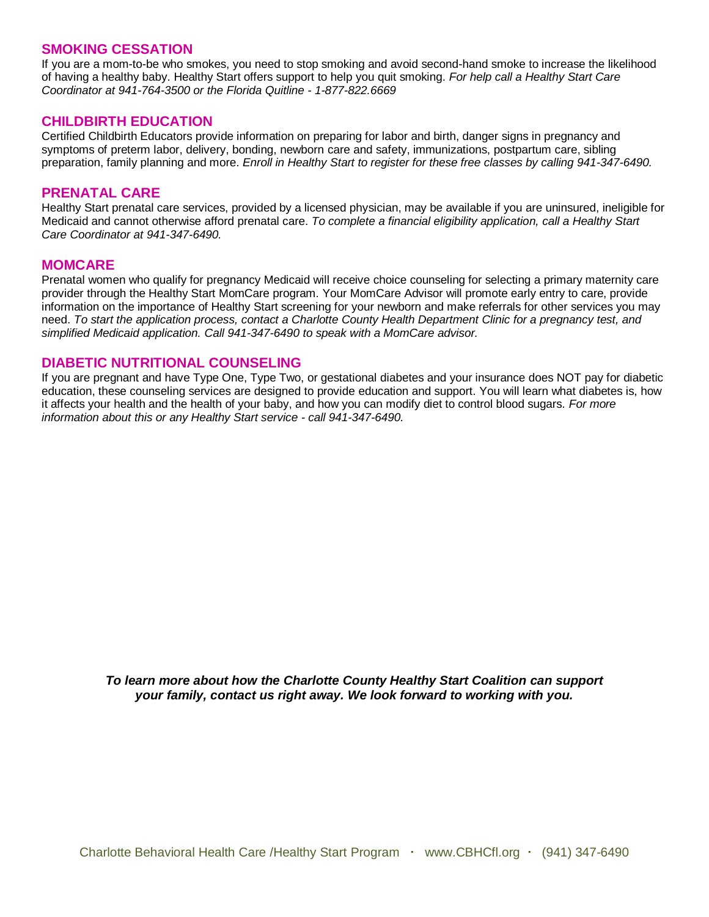## SMOKING CESSATION

If you are a mom-to-be who smokes, you need to stop smoking and avoid second-hand smoke to increase the likelihood of having a healthy baby. Healthy Start offers support to help you quit smoking. *For help call a Healthy Start Care Coordinator at 941-764-3500 or the Florida Quitline - 1-877-822.6669*

## CHILDBIRTH EDUCATION

Certified Childbirth Educators provide information on preparing for labor and birth, danger signs in pregnancy and symptoms of preterm labor, delivery, bonding, newborn care and safety, immunizations, postpartum care, sibling preparation, family planning and more. *Enroll in Healthy Start to register for these free classes by calling 941-347-6490.*

## PRENATAL CARE

Healthy Start prenatal care services, provided by a licensed physician, may be available if you are uninsured, ineligible for Medicaid and cannot otherwise afford prenatal care. *To complete a financial eligibility application, call a Healthy Start Care Coordinator at 941-347-6490.*

## MOMCARE

Prenatal women who qualify for pregnancy Medicaid will receive choice counseling for selecting a primary maternity care provider through the Healthy Start MomCare program. Your MomCare Advisor will promote early entry to care, provide information on the importance of Healthy Start screening for your newborn and make referrals for other services you may need. *To start the application process, contact a Charlotte County Health Department Clinic for a pregnancy test, and simplified Medicaid application. Call 941-347-6490 to speak with a MomCare advisor.*

## DIABETIC NUTRITIONAL COUNSELING

If you are pregnant and have Type One, Type Two, or gestational diabetes and your insurance does NOT pay for diabetic education, these counseling services are designed to provide education and support. You will learn what diabetes is, how it affects your health and the health of your baby, and how you can modify diet to control blood sugars. *For more information about this or any Healthy Start service - call 941-347-6490.*

***To learn more about how the Charlotte County Healthy Start Coalition can support your family, contact us right away. We look forward to working with you.***

Charlotte Behavioral Health Care /Healthy Start Program · www.CBHCfl.org · (941) 347-6490